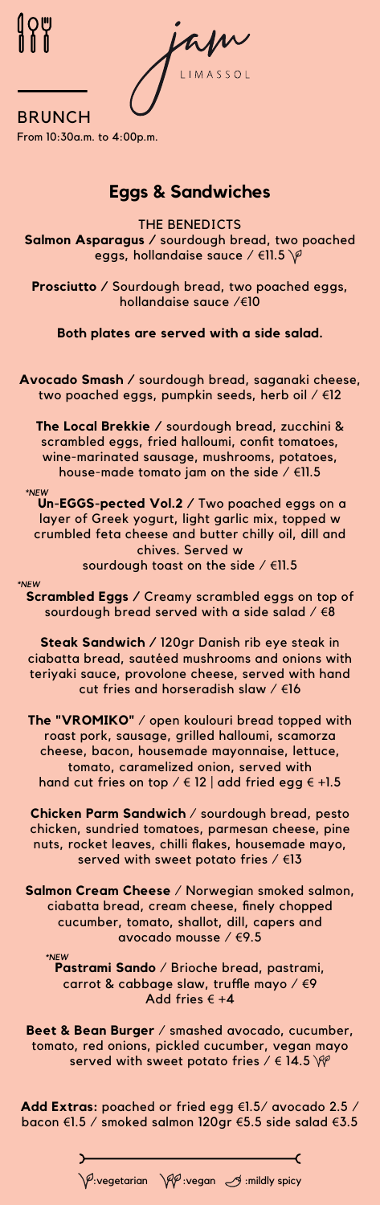jam
LIMASSOL

**BRUNCH**
From 10:30a.m. to 4:00p.m.

## Eggs & Sandwiches

THE BENEDICTS

**Salmon Asparagus** / sourdough bread, two poached eggs, hollandaise sauce / €11.5 (vegetarian)

**Prosciutto** / Sourdough bread, two poached eggs, hollandaise sauce /€10

**Both plates are served with a side salad.**

**Avocado Smash** / sourdough bread, saganaki cheese, two poached eggs, pumpkin seeds, herb oil / €12

**The Local Brekkie** / sourdough bread, zucchini & scrambled eggs, fried halloumi, confit tomatoes, wine-marinated sausage, mushrooms, potatoes, house-made tomato jam on the side / €11.5

*\*NEW*
**Un-EGGS-pected Vol.2** / Two poached eggs on a layer of Greek yogurt, light garlic mix, topped w crumbled feta cheese and butter chilly oil, dill and chives. Served w sourdough toast on the side / €11.5

*\*NEW*
**Scrambled Eggs** / Creamy scrambled eggs on top of sourdough bread served with a side salad / €8

**Steak Sandwich** / 120gr Danish rib eye steak in ciabatta bread, sautéed mushrooms and onions with teriyaki sauce, provolone cheese, served with hand cut fries and horseradish slaw / €16

**The "VROMIKO"** / open koulouri bread topped with roast pork, sausage, grilled halloumi, scamorza cheese, bacon, housemade mayonnaise, lettuce, tomato, caramelized onion, served with hand cut fries on top / € 12 | add fried egg € +1.5

**Chicken Parm Sandwich** / sourdough bread, pesto chicken, sundried tomatoes, parmesan cheese, pine nuts, rocket leaves, chilli flakes, housemade mayo, served with sweet potato fries / €13

**Salmon Cream Cheese** / Norwegian smoked salmon, ciabatta bread, cream cheese, finely chopped cucumber, tomato, shallot, dill, capers and avocado mousse / €9.5

*\*NEW*
**Pastrami Sando** / Brioche bread, pastrami, carrot & cabbage slaw, truffle mayo / €9
Add fries € +4

**Beet & Bean Burger** / smashed avocado, cucumber, tomato, red onions, pickled cucumber, vegan mayo served with sweet potato fries / € 14.5 (vegan)

**Add Extras:** poached or fried egg €1.5/ avocado 2.5 / bacon €1.5 / smoked salmon 120gr €5.5 side salad €3.5

:vegetarian :vegan :mildly spicy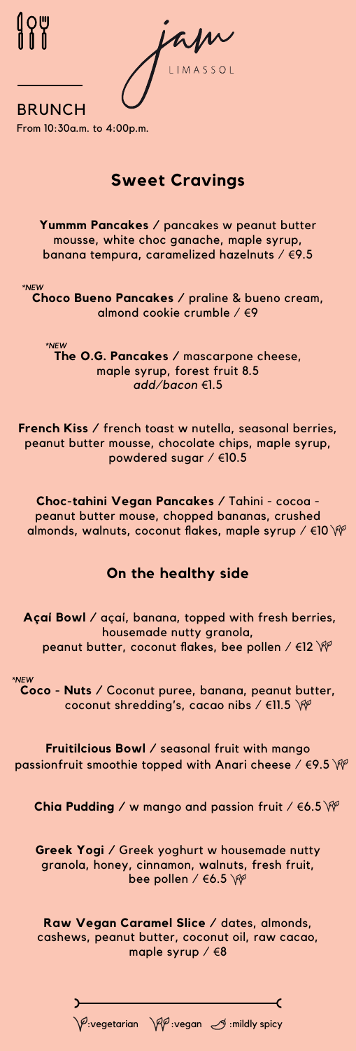jam
LIMASSOL

BRUNCH
From 10:30a.m. to 4:00p.m.

## Sweet Cravings

**Yummm Pancakes** / pancakes w peanut butter mousse, white choc ganache, maple syrup, banana tempura, caramelized hazelnuts / €9.5

*\*NEW*
**Choco Bueno Pancakes** / praline & bueno cream, almond cookie crumble / €9

*\*NEW*
**The O.G. Pancakes** / mascarpone cheese, maple syrup, forest fruit 8.5
*add/bacon* €1.5

**French Kiss** / french toast w nutella, seasonal berries, peanut butter mousse, chocolate chips, maple syrup, powdered sugar / €10.5

**Choc-tahini Vegan Pancakes** / Tahini - cocoa - peanut butter mouse, chopped bananas, crushed almonds, walnuts, coconut flakes, maple syrup / €10 (vegan)

## On the healthy side

**Açaí Bowl** / açaí, banana, topped with fresh berries, housemade nutty granola, peanut butter, coconut flakes, bee pollen / €12 (vegan)

*\*NEW*
**Coco - Nuts** / Coconut puree, banana, peanut butter, coconut shredding's, cacao nibs / €11.5 (vegan)

**Fruitilcious Bowl** / seasonal fruit with mango passionfruit smoothie topped with Anari cheese / €9.5 (vegan)

**Chia Pudding** / w mango and passion fruit / €6.5 (vegan)

**Greek Yogi** / Greek yoghurt w housemade nutty granola, honey, cinnamon, walnuts, fresh fruit, bee pollen / €6.5 (vegan)

**Raw Vegan Caramel Slice** / dates, almonds, cashews, peanut butter, coconut oil, raw cacao, maple syrup / €8

(V): vegetarian (VG): vegan (chili): mildly spicy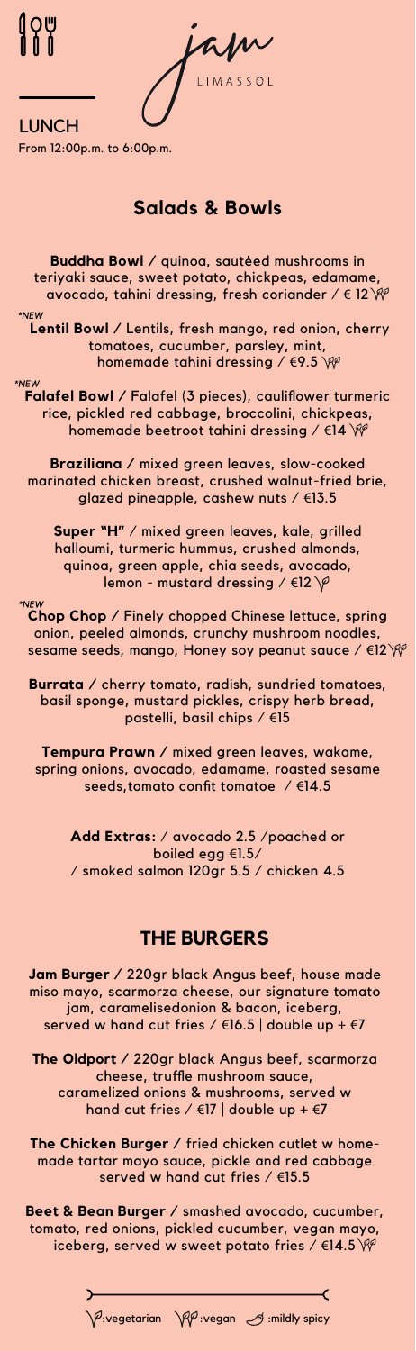jam
LIMASSOL

## LUNCH

From 12:00p.m. to 6:00p.m.

# Salads & Bowls

**Buddha Bowl** / quinoa, sautéed mushrooms in teriyaki sauce, sweet potato, chickpeas, edamame, avocado, tahini dressing, fresh coriander / € 12 (vegan)

*NEW
**Lentil Bowl** / Lentils, fresh mango, red onion, cherry tomatoes, cucumber, parsley, mint, homemade tahini dressing / €9.5 (vegan)

*NEW
**Falafel Bowl** / Falafel (3 pieces), cauliflower turmeric rice, pickled red cabbage, broccolini, chickpeas, homemade beetroot tahini dressing / €14 (vegan)

**Braziliana** / mixed green leaves, slow-cooked marinated chicken breast, crushed walnut-fried brie, glazed pineapple, cashew nuts / €13.5

**Super "H"** / mixed green leaves, kale, grilled halloumi, turmeric hummus, crushed almonds, quinoa, green apple, chia seeds, avocado, lemon - mustard dressing / €12 (vegetarian)

*NEW
**Chop Chop** / Finely chopped Chinese lettuce, spring onion, peeled almonds, crunchy mushroom noodles, sesame seeds, mango, Honey soy peanut sauce / €12 (vegan)

**Burrata** / cherry tomato, radish, sundried tomatoes, basil sponge, mustard pickles, crispy herb bread, pastelli, basil chips / €15

**Tempura Prawn** / mixed green leaves, wakame, spring onions, avocado, edamame, roasted sesame seeds,tomato confit tomatoe / €14.5

**Add Extras:** / avocado 2.5 /poached or boiled egg €1.5/ / smoked salmon 120gr 5.5 / chicken 4.5

# THE BURGERS

**Jam Burger** / 220gr black Angus beef, house made miso mayo, scarmorza cheese, our signature tomato jam, caramelisedonion & bacon, iceberg, served w hand cut fries / €16.5 | double up + €7

**The Oldport** / 220gr black Angus beef, scarmorza cheese, truffle mushroom sauce, caramelized onions & mushrooms, served w hand cut fries / €17 | double up + €7

**The Chicken Burger** / fried chicken cutlet w home-made tartar mayo sauce, pickle and red cabbage served w hand cut fries / €15.5

**Beet & Bean Burger** / smashed avocado, cucumber, tomato, red onions, pickled cucumber, vegan mayo, iceberg, served w sweet potato fries / €14.5 (vegan)

(vegetarian symbol) :vegetarian (vegan symbol) :vegan (chili symbol) :mildly spicy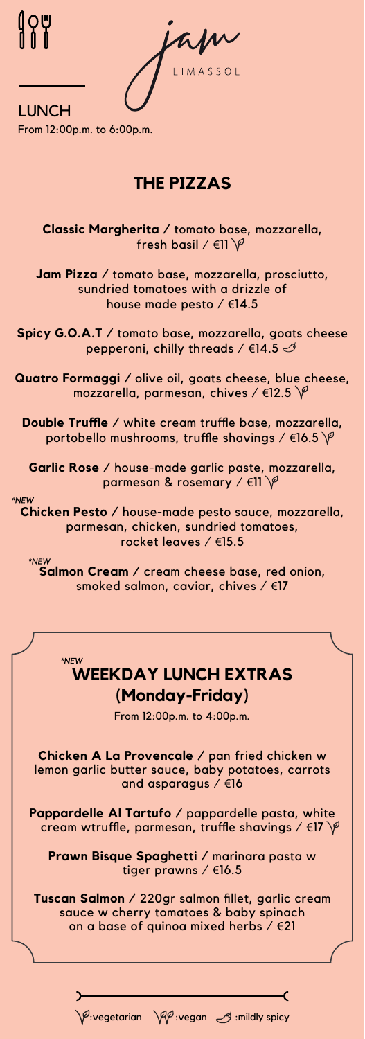jam
LIMASSOL

LUNCH
From 12:00p.m. to 6:00p.m.

## THE PIZZAS

**Classic Margherita** / tomato base, mozzarella, fresh basil / €11 (vegetarian)

**Jam Pizza** / tomato base, mozzarella, prosciutto, sundried tomatoes with a drizzle of house made pesto / €14.5

**Spicy G.O.A.T** / tomato base, mozzarella, goats cheese pepperoni, chilly threads / €14.5 (mildly spicy)

**Quatro Formaggi** / olive oil, goats cheese, blue cheese, mozzarella, parmesan, chives / €12.5 (vegetarian)

**Double Truffle** / white cream truffle base, mozzarella, portobello mushrooms, truffle shavings / €16.5 (vegetarian)

**Garlic Rose** / house-made garlic paste, mozzarella, parmesan & rosemary / €11 (vegetarian)

*NEW
**Chicken Pesto** / house-made pesto sauce, mozzarella, parmesan, chicken, sundried tomatoes, rocket leaves / €15.5

*NEW
**Salmon Cream** / cream cheese base, red onion, smoked salmon, caviar, chives / €17

*NEW
## WEEKDAY LUNCH EXTRAS (Monday-Friday)

From 12:00p.m. to 4:00p.m.

**Chicken A La Provencale** / pan fried chicken w lemon garlic butter sauce, baby potatoes, carrots and asparagus / €16

**Pappardelle Al Tartufo** / pappardelle pasta, white cream wtruffle, parmesan, truffle shavings / €17 (vegetarian)

**Prawn Bisque Spaghetti** / marinara pasta w tiger prawns / €16.5

**Tuscan Salmon** / 220gr salmon fillet, garlic cream sauce w cherry tomatoes & baby spinach on a base of quinoa mixed herbs / €21

(vegetarian symbol):vegetarian (vegan symbol):vegan (spicy symbol):mildly spicy